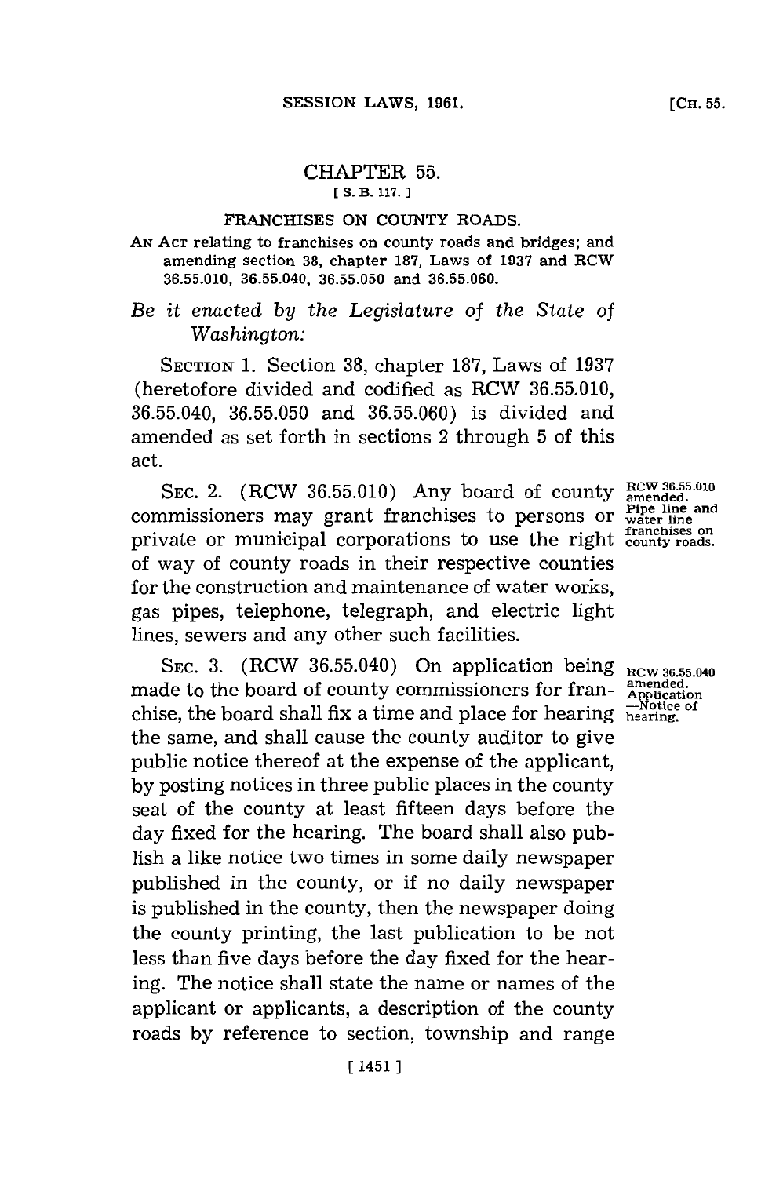# CHAPTER 55.

[ S. B. 117. ]

## FRANCHISES ON COUNTY ROADS.

AN ACT relating to franchises on county roads and bridges; and amending section 38, chapter 187, Laws of 1937 and RCW 36.55.010, 36.55.040, 36.55.050 and 36.55.060.

*Be it enacted by the Legislature of the State of Washington:*

SECTION 1. Section 38, chapter 187, Laws of 1937 (heretofore divided and codified as RCW 36.55.010, 36.55.040, 36.55.050 and 36.55.060) is divided and amended as set forth in sections 2 through 5 of this act.

SEC. 2. (RCW 36.55.010) Any board of county commissioners may grant franchises to persons or private or municipal corporations to use the right of way of county roads in their respective counties for the construction and maintenance of water works, gas pipes, telephone, telegraph, and electric light lines, sewers and any other such facilities.

RCW 36.55.010 amended. Pipe line and water line franchises on county roads.

SEC. 3. (RCW 36.55.040) On application being made to the board of county commissioners for franchise, the board shall fix a time and place for hearing the same, and shall cause the county auditor to give public notice thereof at the expense of the applicant, by posting notices in three public places in the county seat of the county at least fifteen days before the day fixed for the hearing. The board shall also publish a like notice two times in some daily newspaper published in the county, or if no daily newspaper is published in the county, then the newspaper doing the county printing, the last publication to be not less than five days before the day fixed for the hearing. The notice shall state the name or names of the applicant or applicants, a description of the county roads by reference to section, township and range

RCW 36.55.040 amended. Application —Notice of hearing.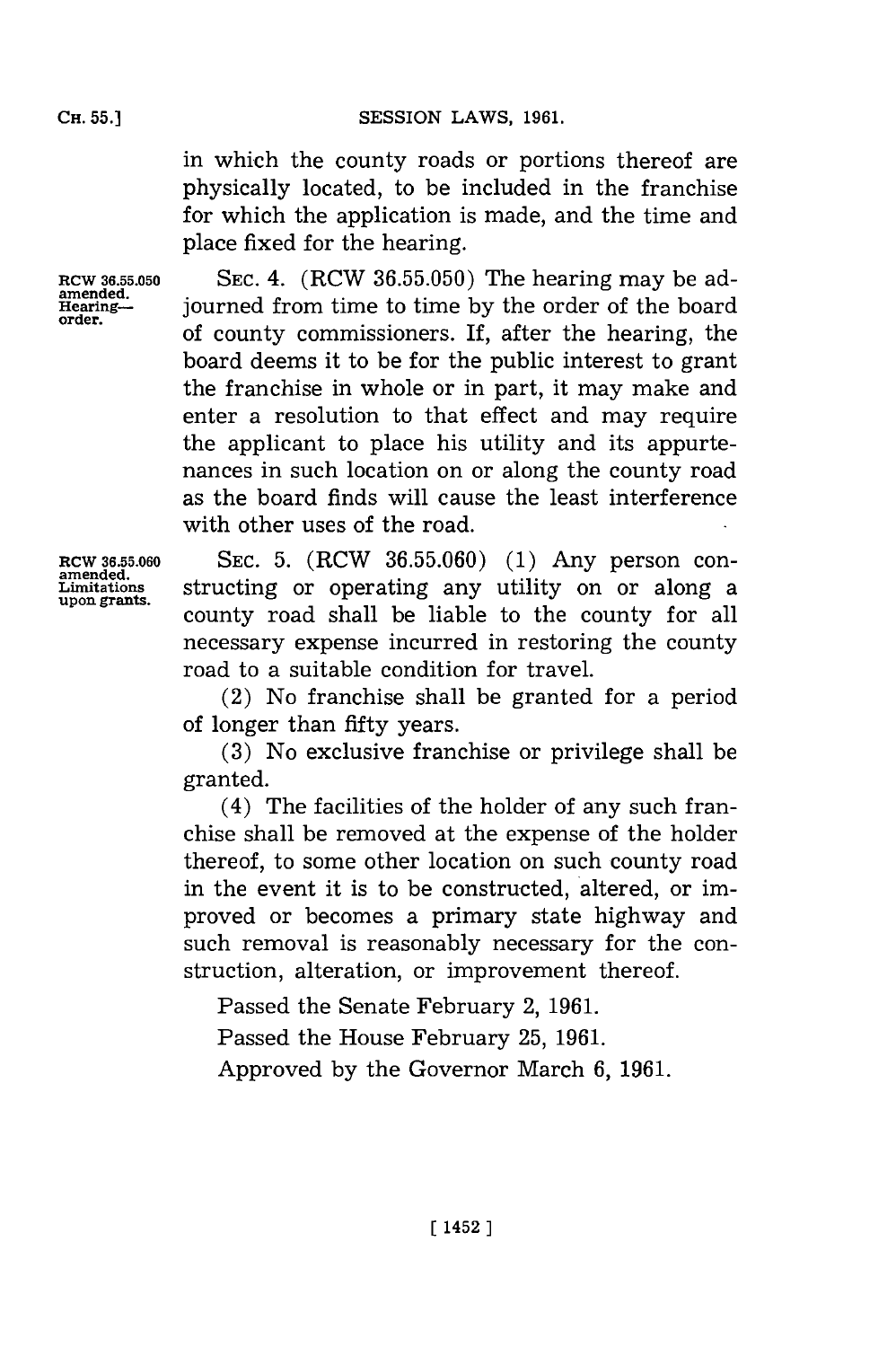in which the county roads or portions thereof are physically located, to be included in the franchise for which the application is made, and the time and place fixed for the hearing.

RCW 36.55.050 amended. Hearing—order.

SEC. 4. (RCW 36.55.050) The hearing may be adjourned from time to time by the order of the board of county commissioners. If, after the hearing, the board deems it to be for the public interest to grant the franchise in whole or in part, it may make and enter a resolution to that effect and may require the applicant to place his utility and its appurtenances in such location on or along the county road as the board finds will cause the least interference with other uses of the road.

RCW 36.55.060 amended. Limitations upon grants.

SEC. 5. (RCW 36.55.060) (1) Any person constructing or operating any utility on or along a county road shall be liable to the county for all necessary expense incurred in restoring the county road to a suitable condition for travel.

(2) No franchise shall be granted for a period of longer than fifty years.

(3) No exclusive franchise or privilege shall be granted.

(4) The facilities of the holder of any such franchise shall be removed at the expense of the holder thereof, to some other location on such county road in the event it is to be constructed, altered, or improved or becomes a primary state highway and such removal is reasonably necessary for the construction, alteration, or improvement thereof.

Passed the Senate February 2, 1961.

Passed the House February 25, 1961.

Approved by the Governor March 6, 1961.